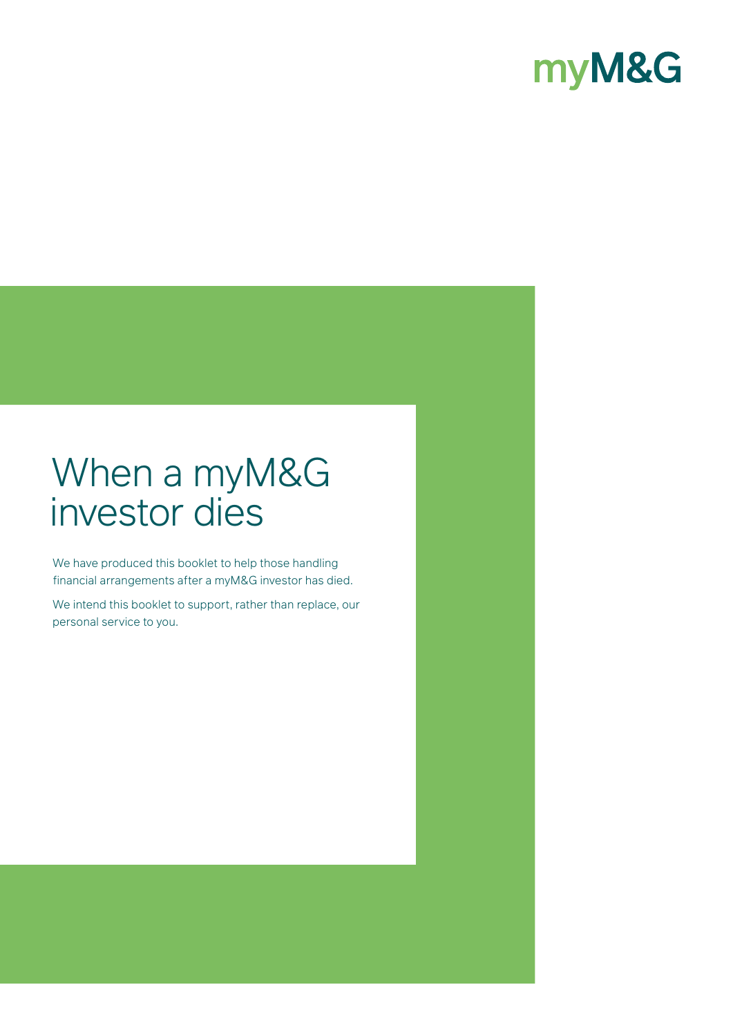myM&G

# When a myM&G investor dies

We have produced this booklet to help those handling financial arrangements after a myM&G investor has died.

We intend this booklet to support, rather than replace, our personal service to you.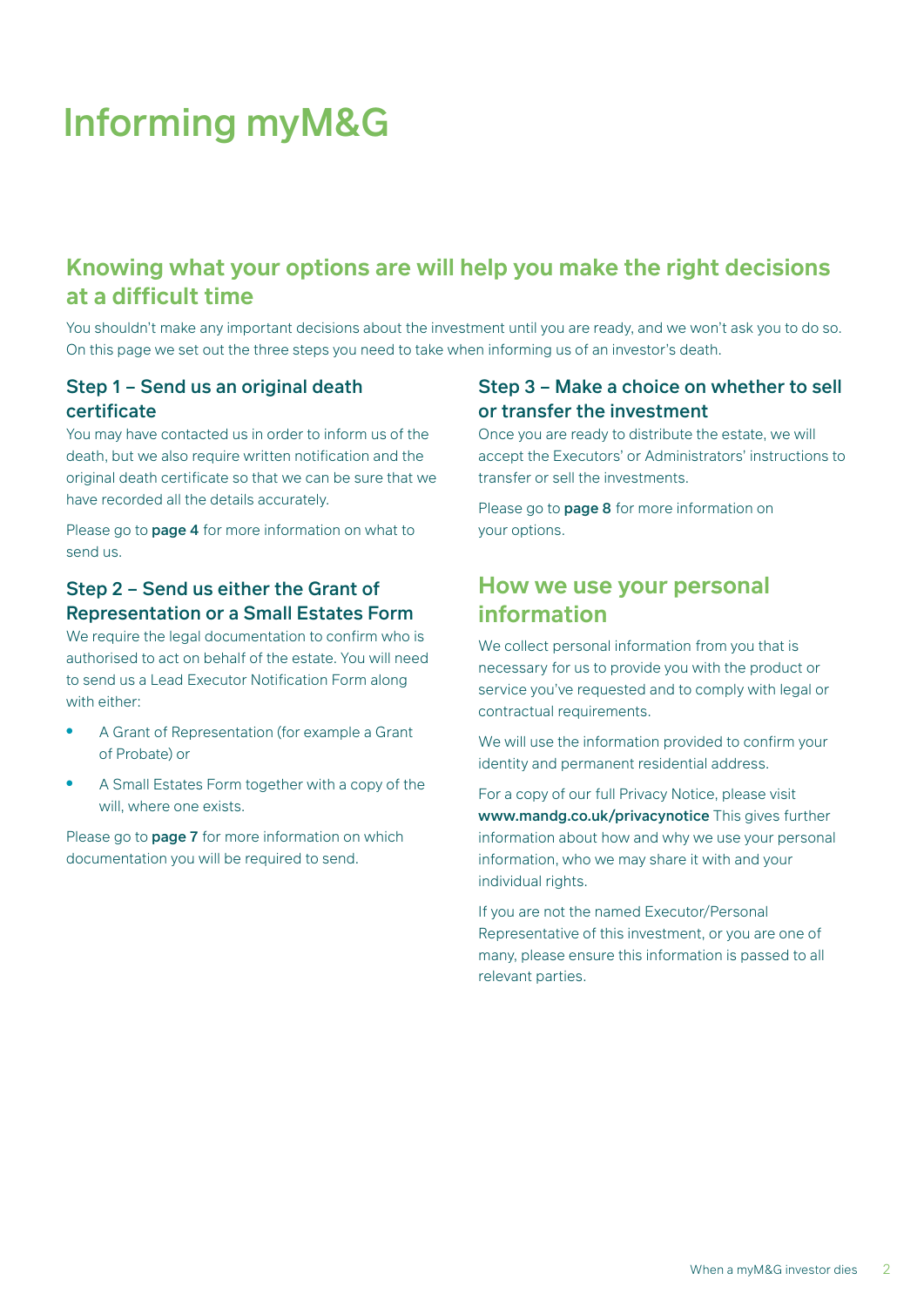# Informing myM&G

## Knowing what your options are will help you make the right decisions at a difficult time

You shouldn't make any important decisions about the investment until you are ready, and we won't ask you to do so. On this page we set out the three steps you need to take when informing us of an investor's death.

### Step 1 – Send us an original death certificate

You may have contacted us in order to inform us of the death, but we also require written notification and the original death certificate so that we can be sure that we have recorded all the details accurately.

Please go to **page 4** for more information on what to send us.

### Step 2 – Send us either the Grant of Representation or a Small Estates Form

We require the legal documentation to confirm who is authorised to act on behalf of the estate. You will need to send us a Lead Executor Notification Form along with either:

- A Grant of Representation (for example a Grant of Probate) or
- A Small Estates Form together with a copy of the will, where one exists.

Please go to **page 7** for more information on which documentation you will be required to send.

### Step 3 – Make a choice on whether to sell or transfer the investment

Once you are ready to distribute the estate, we will accept the Executors' or Administrators' instructions to transfer or sell the investments.

Please go to **page 8** for more information on your options.

## How we use your personal information

We collect personal information from you that is necessary for us to provide you with the product or service you've requested and to comply with legal or contractual requirements.

We will use the information provided to confirm your identity and permanent residential address.

For a copy of our full Privacy Notice, please visit **www.mandg.co.uk/privacynotice** This gives further information about how and why we use your personal information, who we may share it with and your individual rights.

If you are not the named Executor/Personal Representative of this investment, or you are one of many, please ensure this information is passed to all relevant parties.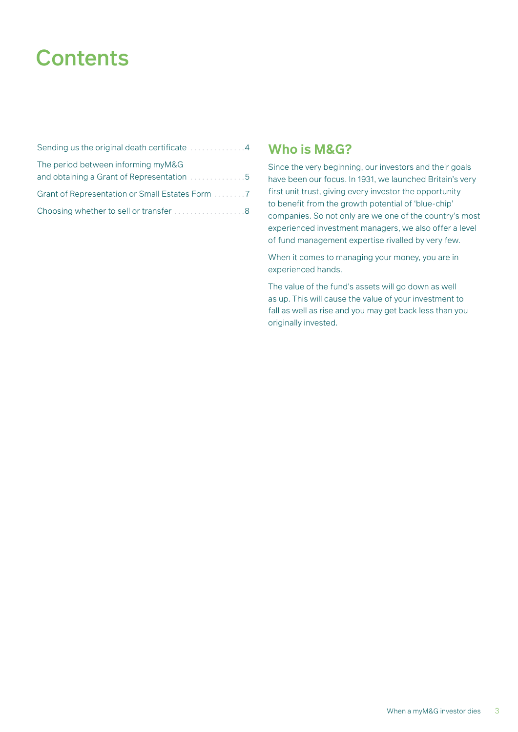# Contents

Sending us the original death certificate ............ 4

The period between informing myM&G and obtaining a Grant of Representation ............ 5

Grant of Representation or Small Estates Form ........ 7

Choosing whether to sell or transfer ................ 8

## Who is M&G?

Since the very beginning, our investors and their goals have been our focus. In 1931, we launched Britain's very first unit trust, giving every investor the opportunity to benefit from the growth potential of 'blue-chip' companies. So not only are we one of the country's most experienced investment managers, we also offer a level of fund management expertise rivalled by very few.

When it comes to managing your money, you are in experienced hands.

The value of the fund's assets will go down as well as up. This will cause the value of your investment to fall as well as rise and you may get back less than you originally invested.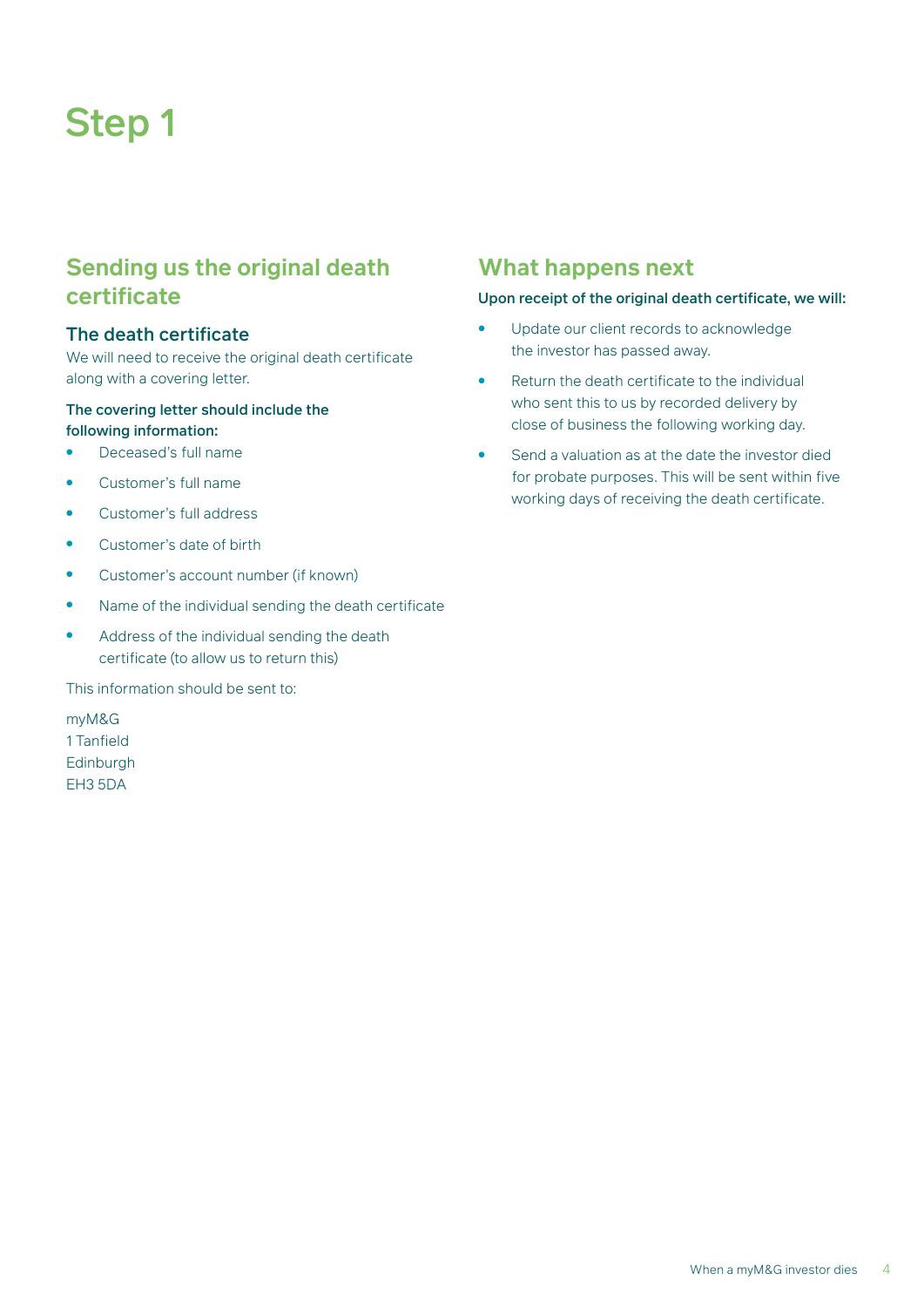# Step 1

## Sending us the original death certificate

### The death certificate

We will need to receive the original death certificate along with a covering letter.

**The covering letter should include the following information:**

- Deceased's full name
- Customer's full name
- Customer's full address
- Customer's date of birth
- Customer's account number (if known)
- Name of the individual sending the death certificate
- Address of the individual sending the death certificate (to allow us to return this)

This information should be sent to:

myM&G
1 Tanfield
Edinburgh
EH3 5DA

## What happens next

**Upon receipt of the original death certificate, we will:**

- Update our client records to acknowledge the investor has passed away.
- Return the death certificate to the individual who sent this to us by recorded delivery by close of business the following working day.
- Send a valuation as at the date the investor died for probate purposes. This will be sent within five working days of receiving the death certificate.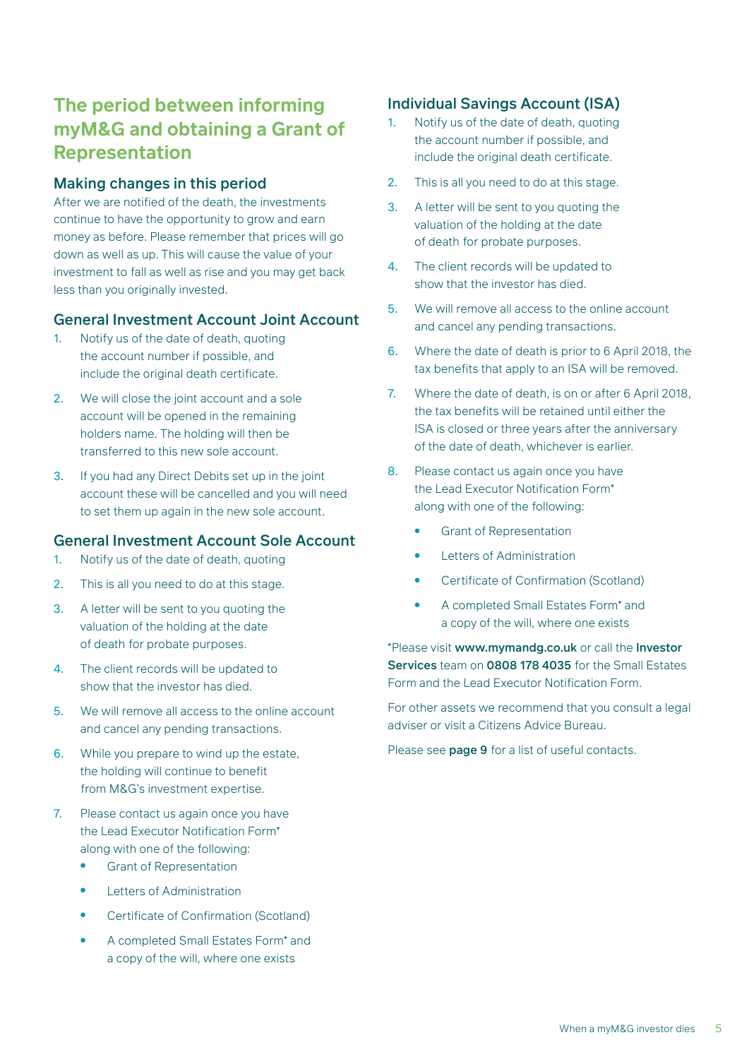# The period between informing myM&G and obtaining a Grant of Representation

## Making changes in this period

After we are notified of the death, the investments continue to have the opportunity to grow and earn money as before. Please remember that prices will go down as well as up. This will cause the value of your investment to fall as well as rise and you may get back less than you originally invested.

## General Investment Account Joint Account

1. Notify us of the date of death, quoting the account number if possible, and include the original death certificate.
2. We will close the joint account and a sole account will be opened in the remaining holders name. The holding will then be transferred to this new sole account.
3. If you had any Direct Debits set up in the joint account these will be cancelled and you will need to set them up again in the new sole account.

## General Investment Account Sole Account

1. Notify us of the date of death, quoting
2. This is all you need to do at this stage.
3. A letter will be sent to you quoting the valuation of the holding at the date of death for probate purposes.
4. The client records will be updated to show that the investor has died.
5. We will remove all access to the online account and cancel any pending transactions.
6. While you prepare to wind up the estate, the holding will continue to benefit from M&G's investment expertise.
7. Please contact us again once you have the Lead Executor Notification Form* along with one of the following:
   - Grant of Representation
   - Letters of Administration
   - Certificate of Confirmation (Scotland)
   - A completed Small Estates Form* and a copy of the will, where one exists

## Individual Savings Account (ISA)

1. Notify us of the date of death, quoting the account number if possible, and include the original death certificate.
2. This is all you need to do at this stage.
3. A letter will be sent to you quoting the valuation of the holding at the date of death for probate purposes.
4. The client records will be updated to show that the investor has died.
5. We will remove all access to the online account and cancel any pending transactions.
6. Where the date of death is prior to 6 April 2018, the tax benefits that apply to an ISA will be removed.
7. Where the date of death, is on or after 6 April 2018, the tax benefits will be retained until either the ISA is closed or three years after the anniversary of the date of death, whichever is earlier.
8. Please contact us again once you have the Lead Executor Notification Form* along with one of the following:
   - Grant of Representation
   - Letters of Administration
   - Certificate of Confirmation (Scotland)
   - A completed Small Estates Form* and a copy of the will, where one exists

*Please visit **www.mymandg.co.uk** or call the **Investor Services** team on **0808 178 4035** for the Small Estates Form and the Lead Executor Notification Form.

For other assets we recommend that you consult a legal adviser or visit a Citizens Advice Bureau.

Please see **page 9** for a list of useful contacts.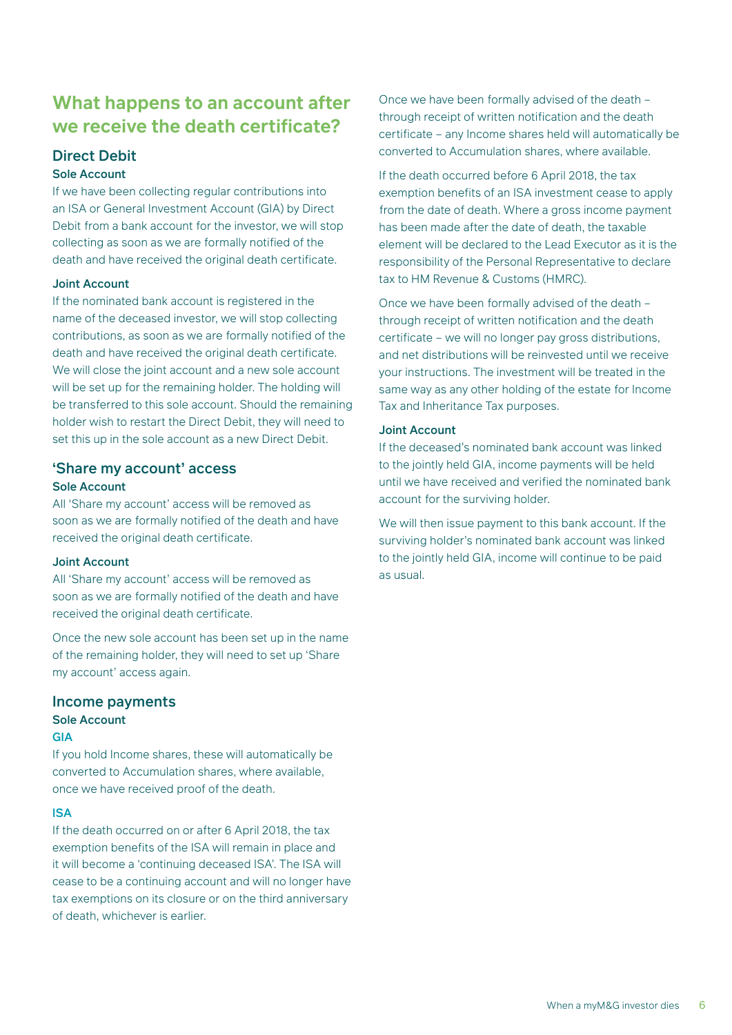## What happens to an account after we receive the death certificate?

### Direct Debit

#### Sole Account

If we have been collecting regular contributions into an ISA or General Investment Account (GIA) by Direct Debit from a bank account for the investor, we will stop collecting as soon as we are formally notified of the death and have received the original death certificate.

#### Joint Account

If the nominated bank account is registered in the name of the deceased investor, we will stop collecting contributions, as soon as we are formally notified of the death and have received the original death certificate. We will close the joint account and a new sole account will be set up for the remaining holder. The holding will be transferred to this sole account. Should the remaining holder wish to restart the Direct Debit, they will need to set this up in the sole account as a new Direct Debit.

### 'Share my account' access

#### Sole Account

All 'Share my account' access will be removed as soon as we are formally notified of the death and have received the original death certificate.

#### Joint Account

All 'Share my account' access will be removed as soon as we are formally notified of the death and have received the original death certificate.

Once the new sole account has been set up in the name of the remaining holder, they will need to set up 'Share my account' access again.

### Income payments

#### Sole Account

##### GIA

If you hold Income shares, these will automatically be converted to Accumulation shares, where available, once we have received proof of the death.

##### ISA

If the death occurred on or after 6 April 2018, the tax exemption benefits of the ISA will remain in place and it will become a 'continuing deceased ISA'. The ISA will cease to be a continuing account and will no longer have tax exemptions on its closure or on the third anniversary of death, whichever is earlier.

Once we have been formally advised of the death – through receipt of written notification and the death certificate – any Income shares held will automatically be converted to Accumulation shares, where available.

If the death occurred before 6 April 2018, the tax exemption benefits of an ISA investment cease to apply from the date of death. Where a gross income payment has been made after the date of death, the taxable element will be declared to the Lead Executor as it is the responsibility of the Personal Representative to declare tax to HM Revenue & Customs (HMRC).

Once we have been formally advised of the death – through receipt of written notification and the death certificate – we will no longer pay gross distributions, and net distributions will be reinvested until we receive your instructions. The investment will be treated in the same way as any other holding of the estate for Income Tax and Inheritance Tax purposes.

#### Joint Account

If the deceased's nominated bank account was linked to the jointly held GIA, income payments will be held until we have received and verified the nominated bank account for the surviving holder.

We will then issue payment to this bank account. If the surviving holder's nominated bank account was linked to the jointly held GIA, income will continue to be paid as usual.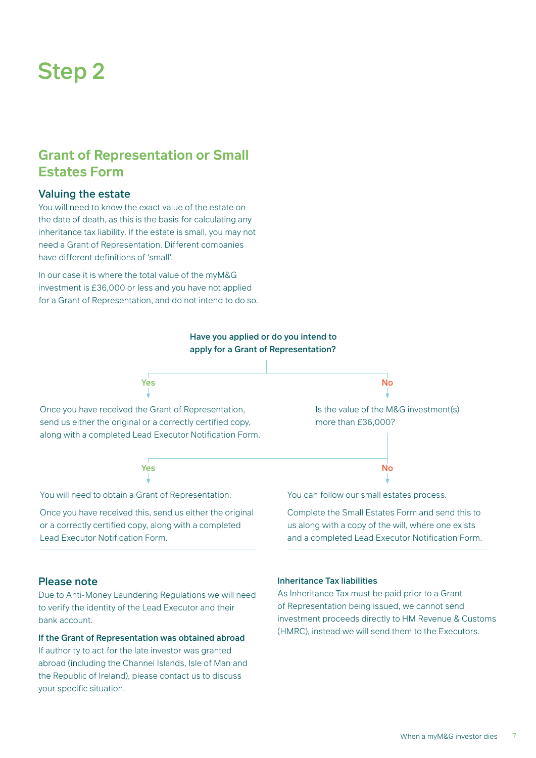# Step 2

## Grant of Representation or Small Estates Form

### Valuing the estate

You will need to know the exact value of the estate on the date of death, as this is the basis for calculating any inheritance tax liability. If the estate is small, you may not need a Grant of Representation. Different companies have different definitions of 'small'.

In our case it is where the total value of the myM&G investment is £36,000 or less and you have not applied for a Grant of Representation, and do not intend to do so.

**Have you applied or do you intend to apply for a Grant of Representation?**

**Yes**

Once you have received the Grant of Representation, send us either the original or a correctly certified copy, along with a completed Lead Executor Notification Form.

**No**

Is the value of the M&G investment(s) more than £36,000?

**Yes**

You will need to obtain a Grant of Representation.

Once you have received this, send us either the original or a correctly certified copy, along with a completed Lead Executor Notification Form.

**No**

You can follow our small estates process.

Complete the Small Estates Form and send this to us along with a copy of the will, where one exists and a completed Lead Executor Notification Form.

### Please note

Due to Anti-Money Laundering Regulations we will need to verify the identity of the Lead Executor and their bank account.

**If the Grant of Representation was obtained abroad**

If authority to act for the late investor was granted abroad (including the Channel Islands, Isle of Man and the Republic of Ireland), please contact us to discuss your specific situation.

**Inheritance Tax liabilities**

As Inheritance Tax must be paid prior to a Grant of Representation being issued, we cannot send investment proceeds directly to HM Revenue & Customs (HMRC), instead we will send them to the Executors.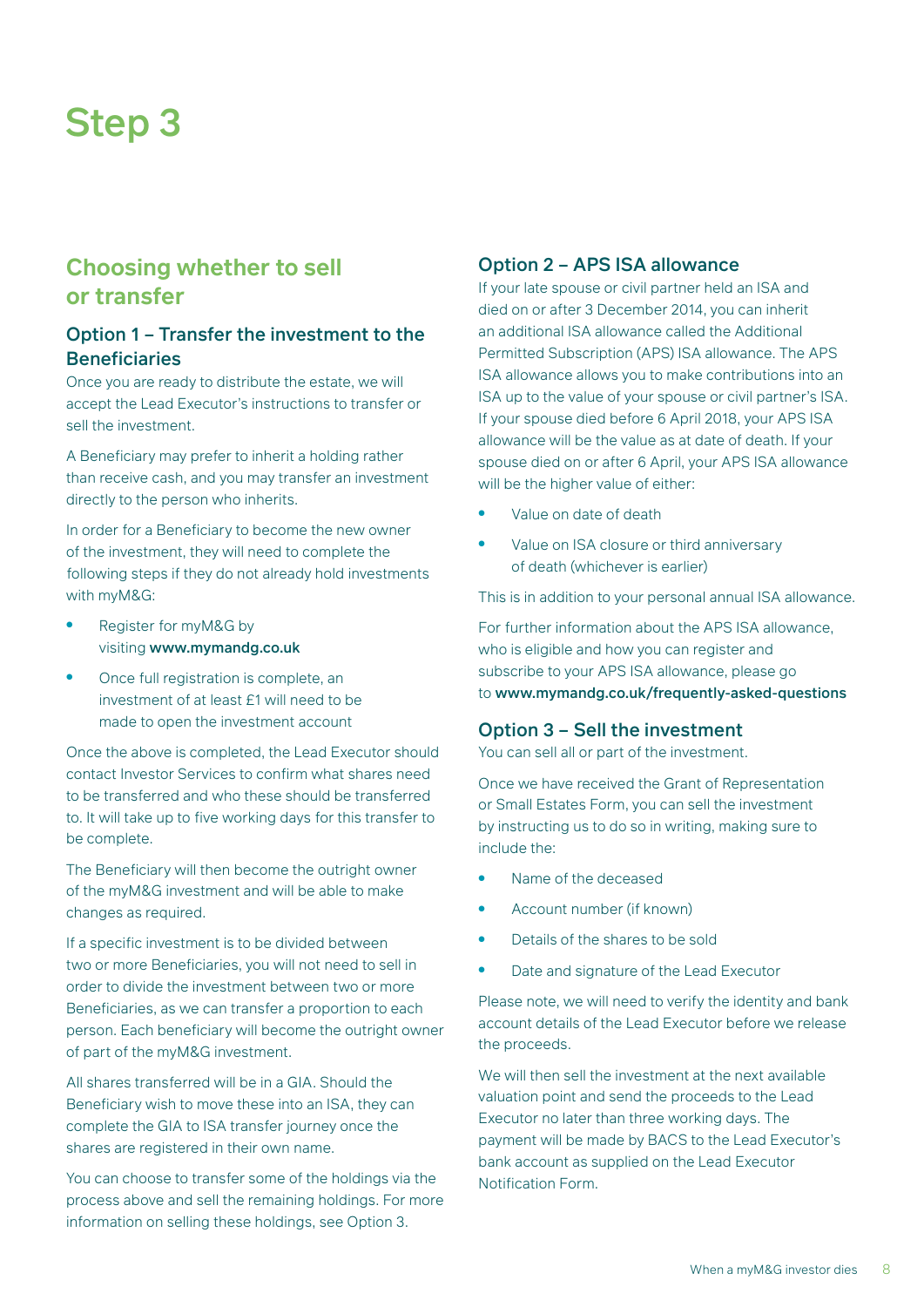# Step 3

## Choosing whether to sell or transfer

### Option 1 – Transfer the investment to the Beneficiaries

Once you are ready to distribute the estate, we will accept the Lead Executor's instructions to transfer or sell the investment.

A Beneficiary may prefer to inherit a holding rather than receive cash, and you may transfer an investment directly to the person who inherits.

In order for a Beneficiary to become the new owner of the investment, they will need to complete the following steps if they do not already hold investments with myM&G:

- Register for myM&G by visiting **www.mymandg.co.uk**
- Once full registration is complete, an investment of at least £1 will need to be made to open the investment account

Once the above is completed, the Lead Executor should contact Investor Services to confirm what shares need to be transferred and who these should be transferred to. It will take up to five working days for this transfer to be complete.

The Beneficiary will then become the outright owner of the myM&G investment and will be able to make changes as required.

If a specific investment is to be divided between two or more Beneficiaries, you will not need to sell in order to divide the investment between two or more Beneficiaries, as we can transfer a proportion to each person. Each beneficiary will become the outright owner of part of the myM&G investment.

All shares transferred will be in a GIA. Should the Beneficiary wish to move these into an ISA, they can complete the GIA to ISA transfer journey once the shares are registered in their own name.

You can choose to transfer some of the holdings via the process above and sell the remaining holdings. For more information on selling these holdings, see Option 3.

### Option 2 – APS ISA allowance

If your late spouse or civil partner held an ISA and died on or after 3 December 2014, you can inherit an additional ISA allowance called the Additional Permitted Subscription (APS) ISA allowance. The APS ISA allowance allows you to make contributions into an ISA up to the value of your spouse or civil partner's ISA. If your spouse died before 6 April 2018, your APS ISA allowance will be the value as at date of death. If your spouse died on or after 6 April, your APS ISA allowance will be the higher value of either:

- Value on date of death
- Value on ISA closure or third anniversary of death (whichever is earlier)

This is in addition to your personal annual ISA allowance.

For further information about the APS ISA allowance, who is eligible and how you can register and subscribe to your APS ISA allowance, please go to **www.mymandg.co.uk/frequently-asked-questions**

### Option 3 – Sell the investment

You can sell all or part of the investment.

Once we have received the Grant of Representation or Small Estates Form, you can sell the investment by instructing us to do so in writing, making sure to include the:

- Name of the deceased
- Account number (if known)
- Details of the shares to be sold
- Date and signature of the Lead Executor

Please note, we will need to verify the identity and bank account details of the Lead Executor before we release the proceeds.

We will then sell the investment at the next available valuation point and send the proceeds to the Lead Executor no later than three working days. The payment will be made by BACS to the Lead Executor's bank account as supplied on the Lead Executor Notification Form.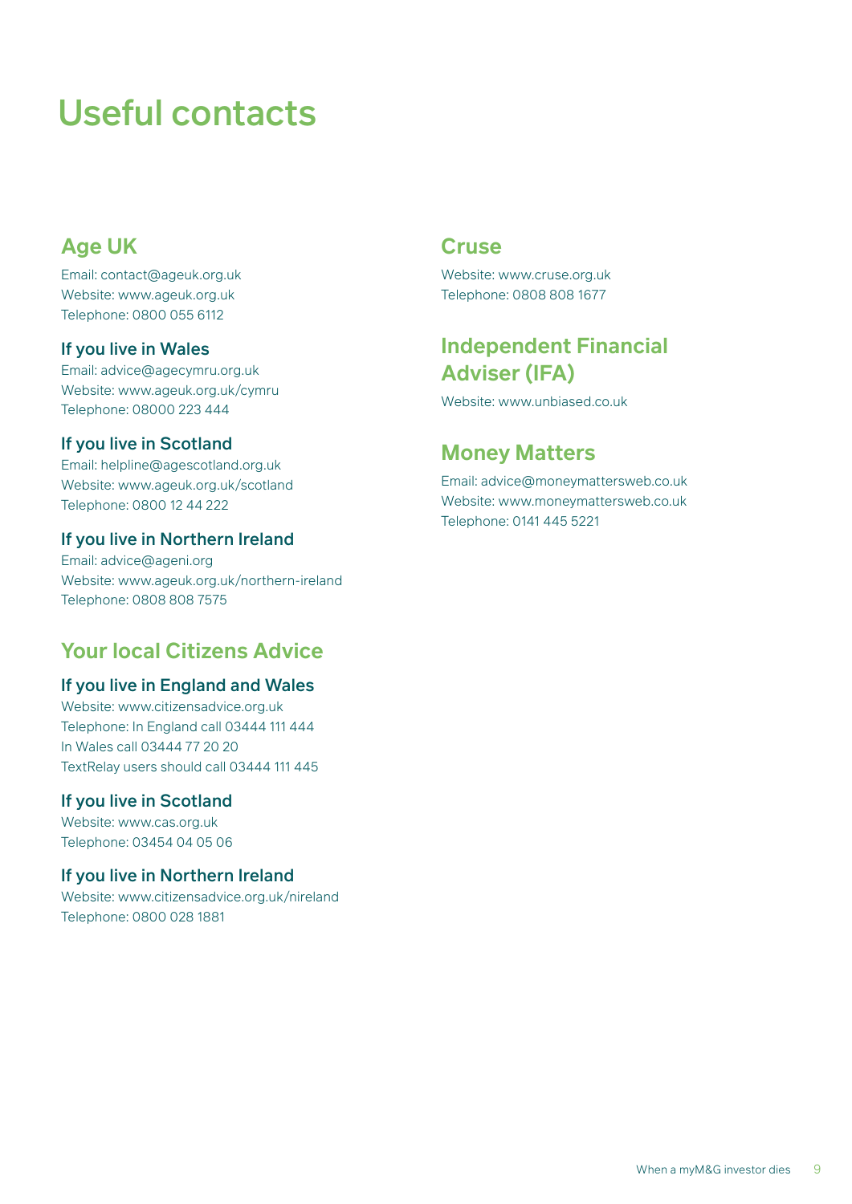# Useful contacts

## Age UK

Email: contact@ageuk.org.uk
Website: www.ageuk.org.uk
Telephone: 0800 055 6112

### If you live in Wales

Email: advice@agecymru.org.uk
Website: www.ageuk.org.uk/cymru
Telephone: 08000 223 444

### If you live in Scotland

Email: helpline@agescotland.org.uk
Website: www.ageuk.org.uk/scotland
Telephone: 0800 12 44 222

### If you live in Northern Ireland

Email: advice@ageni.org
Website: www.ageuk.org.uk/northern-ireland
Telephone: 0808 808 7575

## Your local Citizens Advice

### If you live in England and Wales

Website: www.citizensadvice.org.uk
Telephone: In England call 03444 111 444
In Wales call 03444 77 20 20
TextRelay users should call 03444 111 445

### If you live in Scotland

Website: www.cas.org.uk
Telephone: 03454 04 05 06

### If you live in Northern Ireland

Website: www.citizensadvice.org.uk/nireland
Telephone: 0800 028 1881

## Cruse

Website: www.cruse.org.uk
Telephone: 0808 808 1677

## Independent Financial Adviser (IFA)

Website: www.unbiased.co.uk

## Money Matters

Email: advice@moneymattersweb.co.uk
Website: www.moneymattersweb.co.uk
Telephone: 0141 445 5221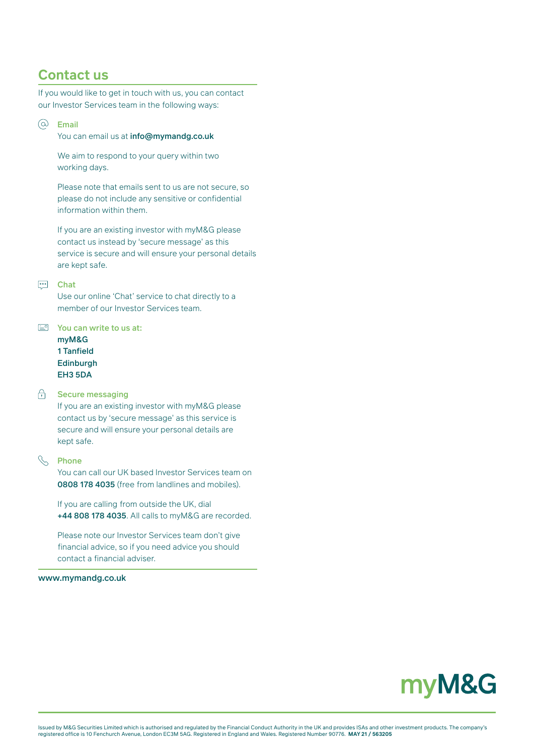## Contact us

If you would like to get in touch with us, you can contact our Investor Services team in the following ways:

### Email

You can email us at **info@mymandg.co.uk**

We aim to respond to your query within two working days.

Please note that emails sent to us are not secure, so please do not include any sensitive or confidential information within them.

If you are an existing investor with myM&G please contact us instead by 'secure message' as this service is secure and will ensure your personal details are kept safe.

### Chat

Use our online 'Chat' service to chat directly to a member of our Investor Services team.

### You can write to us at:

**myM&G**
**1 Tanfield**
**Edinburgh**
**EH3 5DA**

### Secure messaging

If you are an existing investor with myM&G please contact us by 'secure message' as this service is secure and will ensure your personal details are kept safe.

### Phone

You can call our UK based Investor Services team on **0808 178 4035** (free from landlines and mobiles).

If you are calling from outside the UK, dial **+44 808 178 4035**. All calls to myM&G are recorded.

Please note our Investor Services team don't give financial advice, so if you need advice you should contact a financial adviser.

**www.mymandg.co.uk**

myM&G

Issued by M&G Securities Limited which is authorised and regulated by the Financial Conduct Authority in the UK and provides ISAs and other investment products. The company's registered office is 10 Fenchurch Avenue, London EC3M 5AG. Registered in England and Wales. Registered Number 90776. **MAY 21 / 563205**